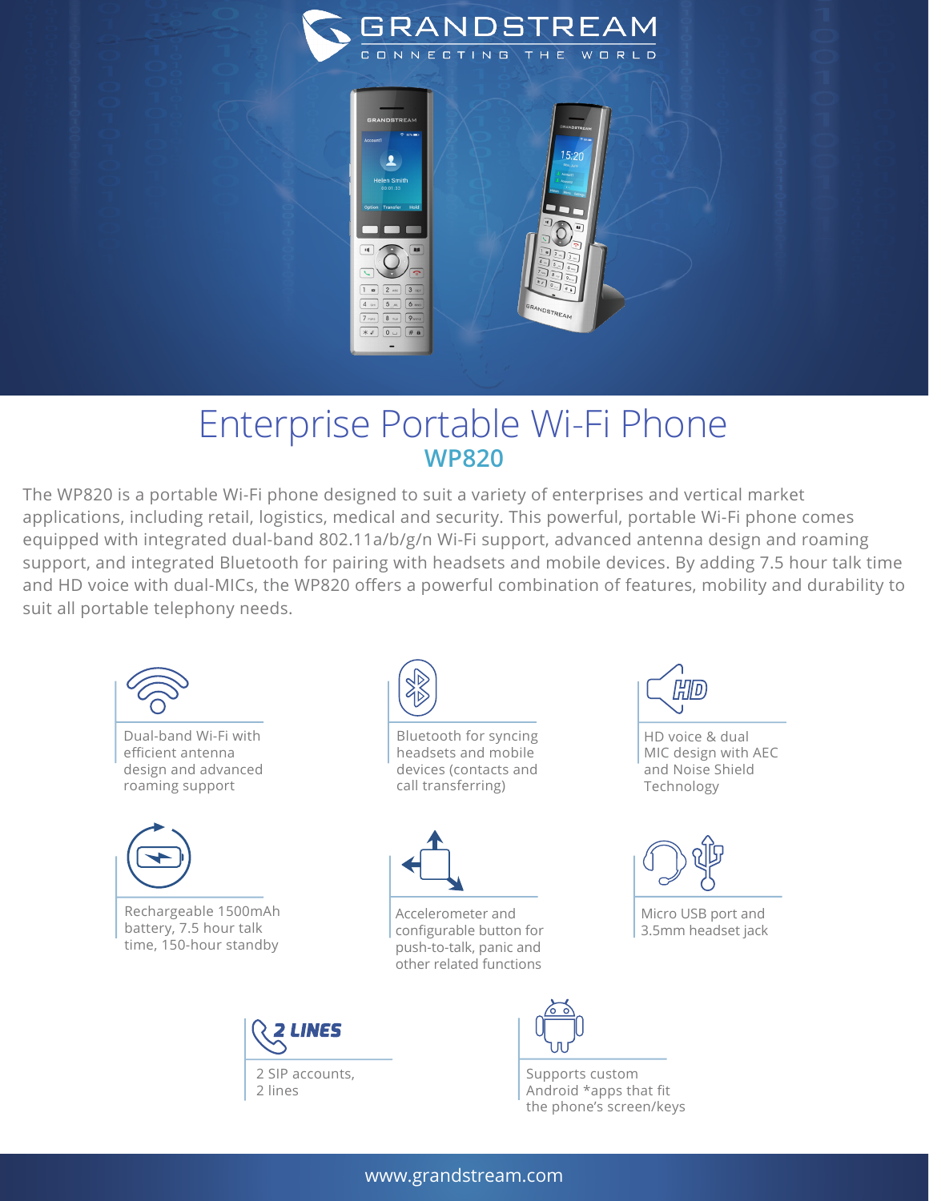# GRANDSTREAM

CONNECTING THE WORLD

# Enterprise Portable Wi-Fi Phone

## WP820

The WP820 is a portable Wi-Fi phone designed to suit a variety of enterprises and vertical market applications, including retail, logistics, medical and security. This powerful, portable Wi-Fi phone comes equipped with integrated dual-band 802.11a/b/g/n Wi-Fi support, advanced antenna design and roaming support, and integrated Bluetooth for pairing with headsets and mobile devices. By adding 7.5 hour talk time and HD voice with dual-MICs, the WP820 offers a powerful combination of features, mobility and durability to suit all portable telephony needs.

- Dual-band Wi-Fi with efficient antenna design and advanced roaming support
- Bluetooth for syncing headsets and mobile devices (contacts and call transferring)
- HD voice & dual MIC design with AEC and Noise Shield Technology
- Rechargeable 1500mAh battery, 7.5 hour talk time, 150-hour standby
- Accelerometer and configurable button for push-to-talk, panic and other related functions
- Micro USB port and 3.5mm headset jack
- 2 LINES: 2 SIP accounts, 2 lines
- Supports custom Android *apps that fit the phone's screen/keys

www.grandstream.com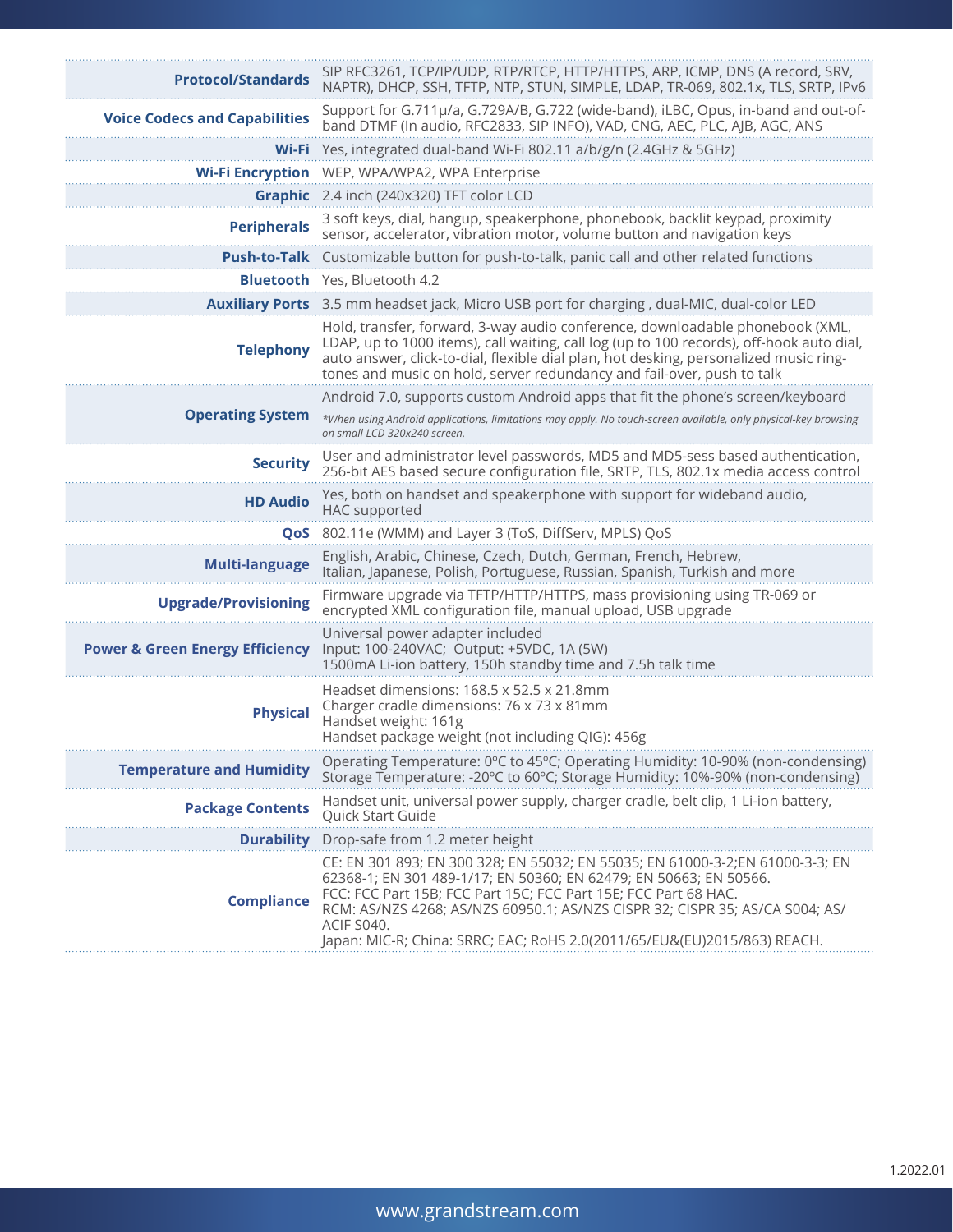| | |
|---|---|
| **Protocol/Standards** | SIP RFC3261, TCP/IP/UDP, RTP/RTCP, HTTP/HTTPS, ARP, ICMP, DNS (A record, SRV, NAPTR), DHCP, SSH, TFTP, NTP, STUN, SIMPLE, LDAP, TR-069, 802.1x, TLS, SRTP, IPv6 |
| **Voice Codecs and Capabilities** | Support for G.711µ/a, G.729A/B, G.722 (wide-band), iLBC, Opus, in-band and out-of-band DTMF (In audio, RFC2833, SIP INFO), VAD, CNG, AEC, PLC, AJB, AGC, ANS |
| **Wi-Fi** | Yes, integrated dual-band Wi-Fi 802.11 a/b/g/n (2.4GHz & 5GHz) |
| **Wi-Fi Encryption** | WEP, WPA/WPA2, WPA Enterprise |
| **Graphic** | 2.4 inch (240x320) TFT color LCD |
| **Peripherals** | 3 soft keys, dial, hangup, speakerphone, phonebook, backlit keypad, proximity sensor, accelerator, vibration motor, volume button and navigation keys |
| **Push-to-Talk** | Customizable button for push-to-talk, panic call and other related functions |
| **Bluetooth** | Yes, Bluetooth 4.2 |
| **Auxiliary Ports** | 3.5 mm headset jack, Micro USB port for charging , dual-MIC, dual-color LED |
| **Telephony** | Hold, transfer, forward, 3-way audio conference, downloadable phonebook (XML, LDAP, up to 1000 items), call waiting, call log (up to 100 records), off-hook auto dial, auto answer, click-to-dial, flexible dial plan, hot desking, personalized music ring-tones and music on hold, server redundancy and fail-over, push to talk |
| **Operating System** | Android 7.0, supports custom Android apps that fit the phone's screen/keyboard<br>*\*When using Android applications, limitations may apply. No touch-screen available, only physical-key browsing on small LCD 320x240 screen.* |
| **Security** | User and administrator level passwords, MD5 and MD5-sess based authentication, 256-bit AES based secure configuration file, SRTP, TLS, 802.1x media access control |
| **HD Audio** | Yes, both on handset and speakerphone with support for wideband audio, HAC supported |
| **QoS** | 802.11e (WMM) and Layer 3 (ToS, DiffServ, MPLS) QoS |
| **Multi-language** | English, Arabic, Chinese, Czech, Dutch, German, French, Hebrew, Italian, Japanese, Polish, Portuguese, Russian, Spanish, Turkish and more |
| **Upgrade/Provisioning** | Firmware upgrade via TFTP/HTTP/HTTPS, mass provisioning using TR-069 or encrypted XML configuration file, manual upload, USB upgrade |
| **Power & Green Energy Efficiency** | Universal power adapter included<br>Input: 100-240VAC; Output: +5VDC, 1A (5W)<br>1500mA Li-ion battery, 150h standby time and 7.5h talk time |
| **Physical** | Headset dimensions: 168.5 x 52.5 x 21.8mm<br>Charger cradle dimensions: 76 x 73 x 81mm<br>Handset weight: 161g<br>Handset package weight (not including QIG): 456g |
| **Temperature and Humidity** | Operating Temperature: 0ºC to 45ºC; Operating Humidity: 10-90% (non-condensing)<br>Storage Temperature: -20ºC to 60ºC; Storage Humidity: 10%-90% (non-condensing) |
| **Package Contents** | Handset unit, universal power supply, charger cradle, belt clip, 1 Li-ion battery, Quick Start Guide |
| **Durability** | Drop-safe from 1.2 meter height |
| **Compliance** | CE: EN 301 893; EN 300 328; EN 55032; EN 55035; EN 61000-3-2;EN 61000-3-3; EN 62368-1; EN 301 489-1/17; EN 50360; EN 62479; EN 50663; EN 50566.<br>FCC: FCC Part 15B; FCC Part 15C; FCC Part 15E; FCC Part 68 HAC.<br>RCM: AS/NZS 4268; AS/NZS 60950.1; AS/NZS CISPR 32; CISPR 35; AS/CA S004; AS/ACIF S040.<br>Japan: MIC-R; China: SRRC; EAC; RoHS 2.0(2011/65/EU&(EU)2015/863) REACH. |

1.2022.01

www.grandstream.com